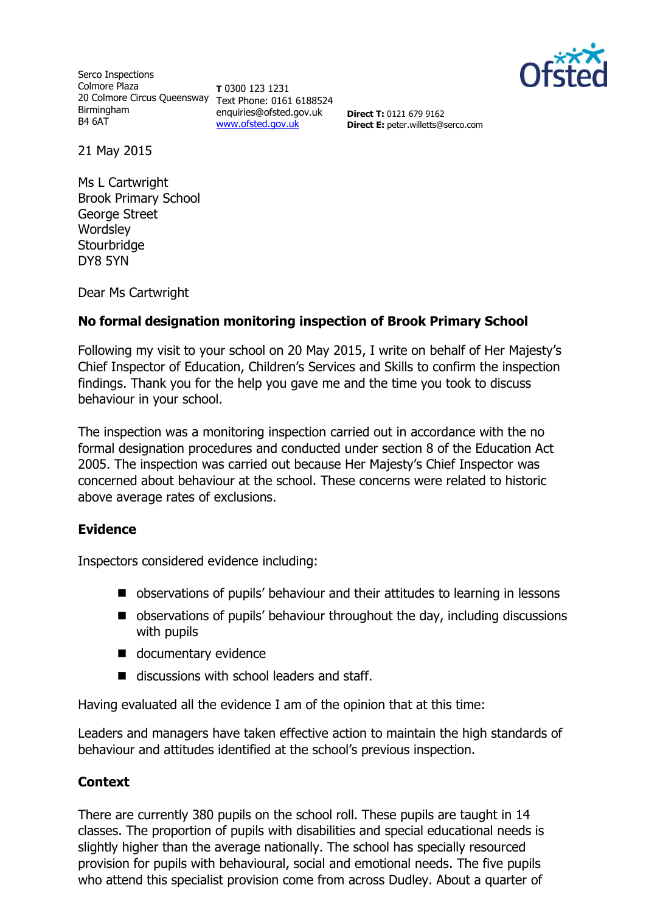Serco Inspections
Colmore Plaza
20 Colmore Circus Queensway
Birmingham
B4 6AT

**T** 0300 123 1231
Text Phone: 0161 6188524
enquiries@ofsted.gov.uk
www.ofsted.gov.uk

**Direct T:** 0121 679 9162
**Direct E:** peter.willetts@serco.com

21 May 2015

Ms L Cartwright
Brook Primary School
George Street
Wordsley
Stourbridge
DY8 5YN

Dear Ms Cartwright

**No formal designation monitoring inspection of Brook Primary School**

Following my visit to your school on 20 May 2015, I write on behalf of Her Majesty's Chief Inspector of Education, Children's Services and Skills to confirm the inspection findings. Thank you for the help you gave me and the time you took to discuss behaviour in your school.

The inspection was a monitoring inspection carried out in accordance with the no formal designation procedures and conducted under section 8 of the Education Act 2005. The inspection was carried out because Her Majesty's Chief Inspector was concerned about behaviour at the school. These concerns were related to historic above average rates of exclusions.

## Evidence

Inspectors considered evidence including:

- observations of pupils' behaviour and their attitudes to learning in lessons
- observations of pupils' behaviour throughout the day, including discussions with pupils
- documentary evidence
- discussions with school leaders and staff.

Having evaluated all the evidence I am of the opinion that at this time:

Leaders and managers have taken effective action to maintain the high standards of behaviour and attitudes identified at the school's previous inspection.

## Context

There are currently 380 pupils on the school roll. These pupils are taught in 14 classes. The proportion of pupils with disabilities and special educational needs is slightly higher than the average nationally. The school has specially resourced provision for pupils with behavioural, social and emotional needs. The five pupils who attend this specialist provision come from across Dudley. About a quarter of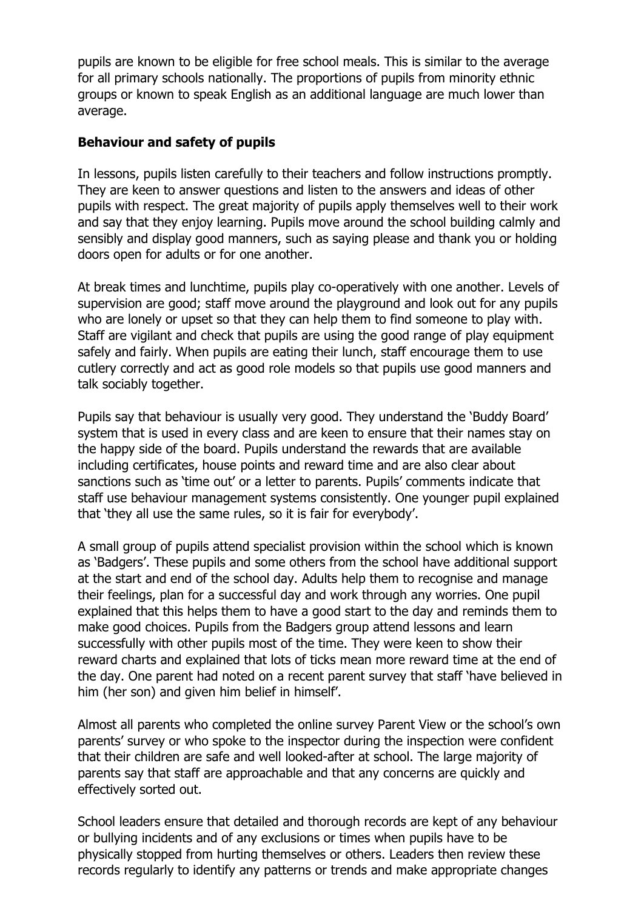pupils are known to be eligible for free school meals. This is similar to the average for all primary schools nationally. The proportions of pupils from minority ethnic groups or known to speak English as an additional language are much lower than average.

### Behaviour and safety of pupils

In lessons, pupils listen carefully to their teachers and follow instructions promptly. They are keen to answer questions and listen to the answers and ideas of other pupils with respect. The great majority of pupils apply themselves well to their work and say that they enjoy learning. Pupils move around the school building calmly and sensibly and display good manners, such as saying please and thank you or holding doors open for adults or for one another.

At break times and lunchtime, pupils play co-operatively with one another. Levels of supervision are good; staff move around the playground and look out for any pupils who are lonely or upset so that they can help them to find someone to play with. Staff are vigilant and check that pupils are using the good range of play equipment safely and fairly. When pupils are eating their lunch, staff encourage them to use cutlery correctly and act as good role models so that pupils use good manners and talk sociably together.

Pupils say that behaviour is usually very good. They understand the 'Buddy Board' system that is used in every class and are keen to ensure that their names stay on the happy side of the board. Pupils understand the rewards that are available including certificates, house points and reward time and are also clear about sanctions such as 'time out' or a letter to parents. Pupils' comments indicate that staff use behaviour management systems consistently. One younger pupil explained that 'they all use the same rules, so it is fair for everybody'.

A small group of pupils attend specialist provision within the school which is known as 'Badgers'. These pupils and some others from the school have additional support at the start and end of the school day. Adults help them to recognise and manage their feelings, plan for a successful day and work through any worries. One pupil explained that this helps them to have a good start to the day and reminds them to make good choices. Pupils from the Badgers group attend lessons and learn successfully with other pupils most of the time. They were keen to show their reward charts and explained that lots of ticks mean more reward time at the end of the day. One parent had noted on a recent parent survey that staff 'have believed in him (her son) and given him belief in himself'.

Almost all parents who completed the online survey Parent View or the school's own parents' survey or who spoke to the inspector during the inspection were confident that their children are safe and well looked-after at school. The large majority of parents say that staff are approachable and that any concerns are quickly and effectively sorted out.

School leaders ensure that detailed and thorough records are kept of any behaviour or bullying incidents and of any exclusions or times when pupils have to be physically stopped from hurting themselves or others. Leaders then review these records regularly to identify any patterns or trends and make appropriate changes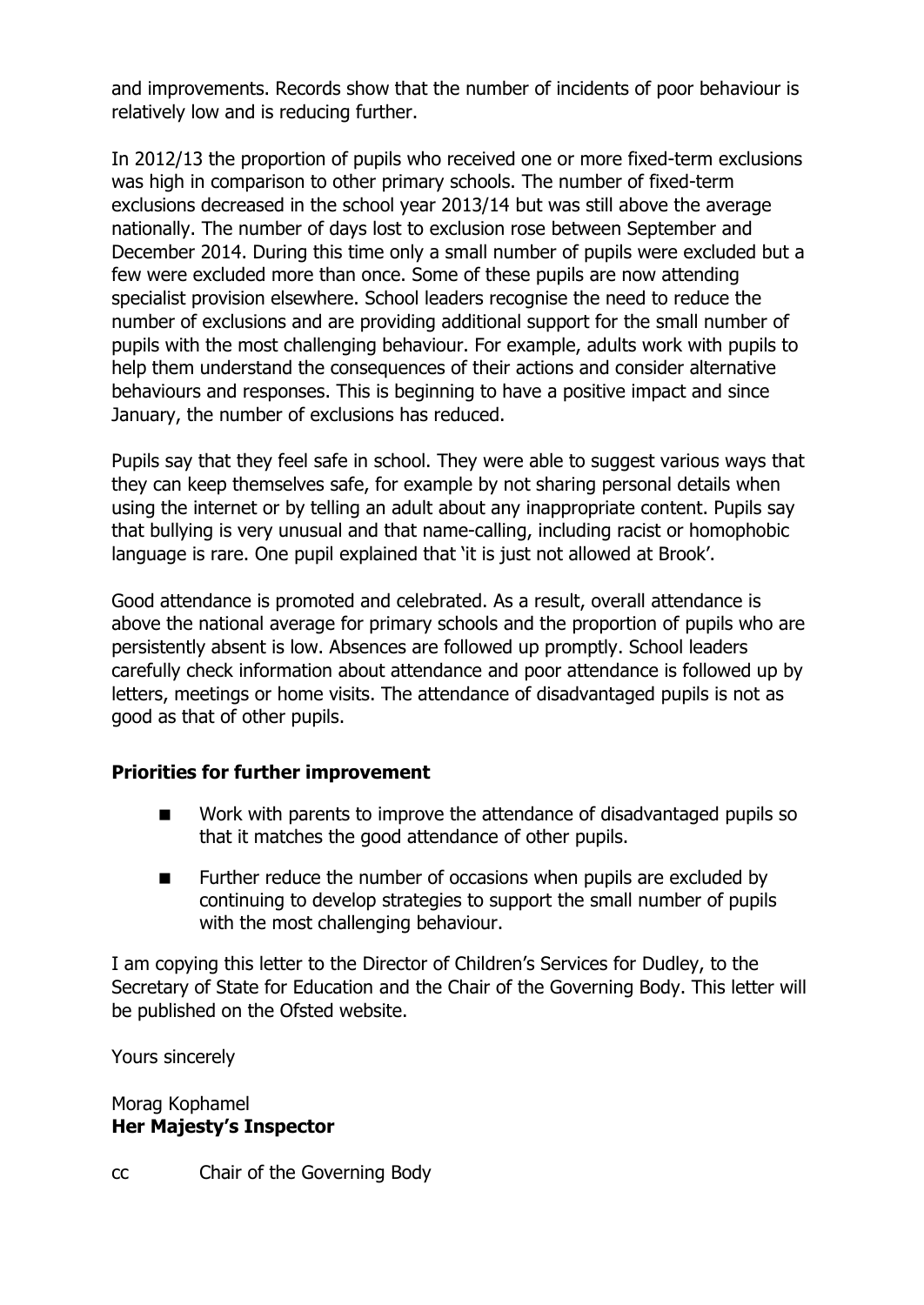and improvements. Records show that the number of incidents of poor behaviour is relatively low and is reducing further.

In 2012/13 the proportion of pupils who received one or more fixed-term exclusions was high in comparison to other primary schools. The number of fixed-term exclusions decreased in the school year 2013/14 but was still above the average nationally. The number of days lost to exclusion rose between September and December 2014. During this time only a small number of pupils were excluded but a few were excluded more than once. Some of these pupils are now attending specialist provision elsewhere. School leaders recognise the need to reduce the number of exclusions and are providing additional support for the small number of pupils with the most challenging behaviour. For example, adults work with pupils to help them understand the consequences of their actions and consider alternative behaviours and responses. This is beginning to have a positive impact and since January, the number of exclusions has reduced.

Pupils say that they feel safe in school. They were able to suggest various ways that they can keep themselves safe, for example by not sharing personal details when using the internet or by telling an adult about any inappropriate content. Pupils say that bullying is very unusual and that name-calling, including racist or homophobic language is rare. One pupil explained that 'it is just not allowed at Brook'.

Good attendance is promoted and celebrated. As a result, overall attendance is above the national average for primary schools and the proportion of pupils who are persistently absent is low. Absences are followed up promptly. School leaders carefully check information about attendance and poor attendance is followed up by letters, meetings or home visits. The attendance of disadvantaged pupils is not as good as that of other pupils.

**Priorities for further improvement**

- Work with parents to improve the attendance of disadvantaged pupils so that it matches the good attendance of other pupils.
- Further reduce the number of occasions when pupils are excluded by continuing to develop strategies to support the small number of pupils with the most challenging behaviour.

I am copying this letter to the Director of Children's Services for Dudley, to the Secretary of State for Education and the Chair of the Governing Body. This letter will be published on the Ofsted website.

Yours sincerely

Morag Kophamel
**Her Majesty's Inspector**

cc Chair of the Governing Body